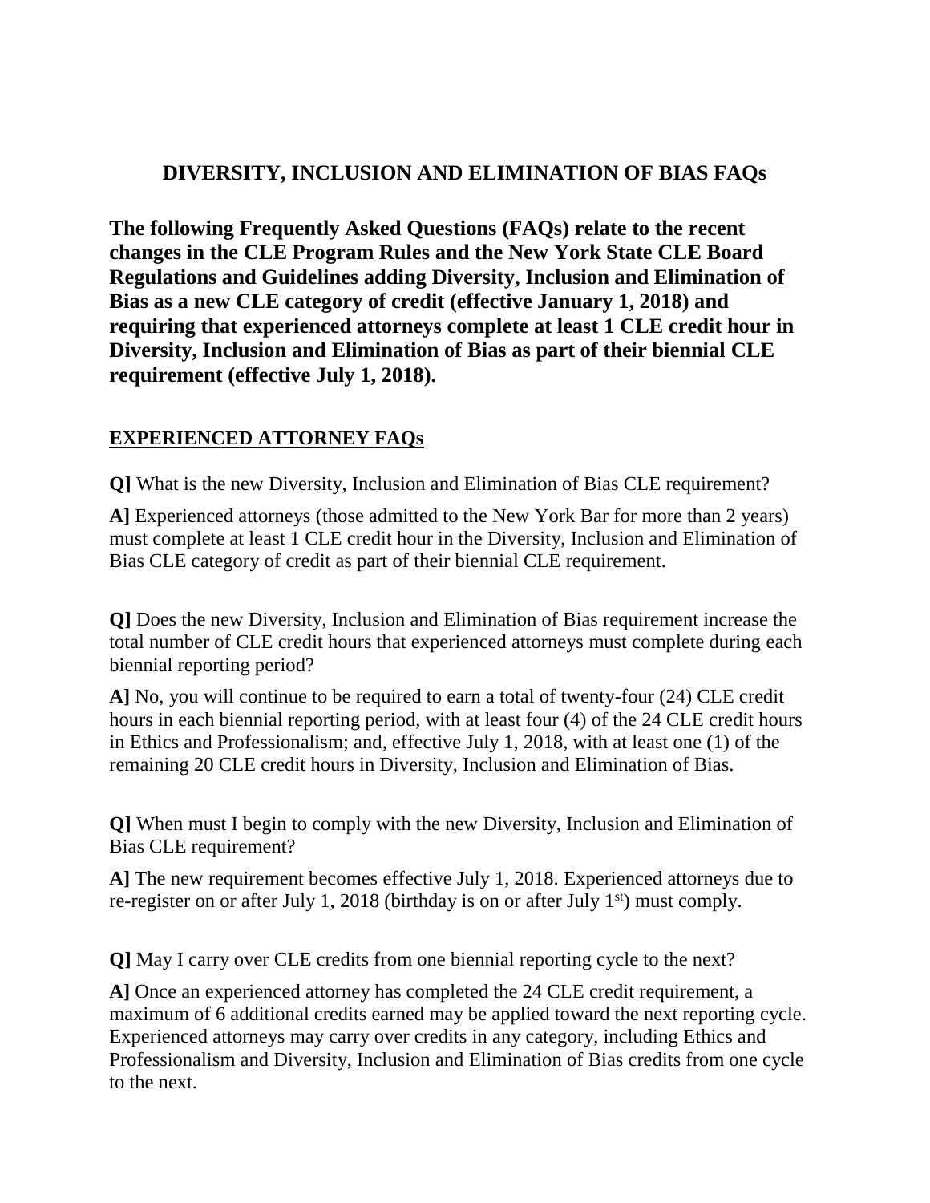# DIVERSITY, INCLUSION AND ELIMINATION OF BIAS FAQs

**The following Frequently Asked Questions (FAQs) relate to the recent changes in the CLE Program Rules and the New York State CLE Board Regulations and Guidelines adding Diversity, Inclusion and Elimination of Bias as a new CLE category of credit (effective January 1, 2018) and requiring that experienced attorneys complete at least 1 CLE credit hour in Diversity, Inclusion and Elimination of Bias as part of their biennial CLE requirement (effective July 1, 2018).**

## EXPERIENCED ATTORNEY FAQs

**Q]** What is the new Diversity, Inclusion and Elimination of Bias CLE requirement?

**A]** Experienced attorneys (those admitted to the New York Bar for more than 2 years) must complete at least 1 CLE credit hour in the Diversity, Inclusion and Elimination of Bias CLE category of credit as part of their biennial CLE requirement.

**Q]** Does the new Diversity, Inclusion and Elimination of Bias requirement increase the total number of CLE credit hours that experienced attorneys must complete during each biennial reporting period?

**A]** No, you will continue to be required to earn a total of twenty-four (24) CLE credit hours in each biennial reporting period, with at least four (4) of the 24 CLE credit hours in Ethics and Professionalism; and, effective July 1, 2018, with at least one (1) of the remaining 20 CLE credit hours in Diversity, Inclusion and Elimination of Bias.

**Q]** When must I begin to comply with the new Diversity, Inclusion and Elimination of Bias CLE requirement?

**A]** The new requirement becomes effective July 1, 2018. Experienced attorneys due to re-register on or after July 1, 2018 (birthday is on or after July 1st) must comply.

**Q]** May I carry over CLE credits from one biennial reporting cycle to the next?

**A]** Once an experienced attorney has completed the 24 CLE credit requirement, a maximum of 6 additional credits earned may be applied toward the next reporting cycle. Experienced attorneys may carry over credits in any category, including Ethics and Professionalism and Diversity, Inclusion and Elimination of Bias credits from one cycle to the next.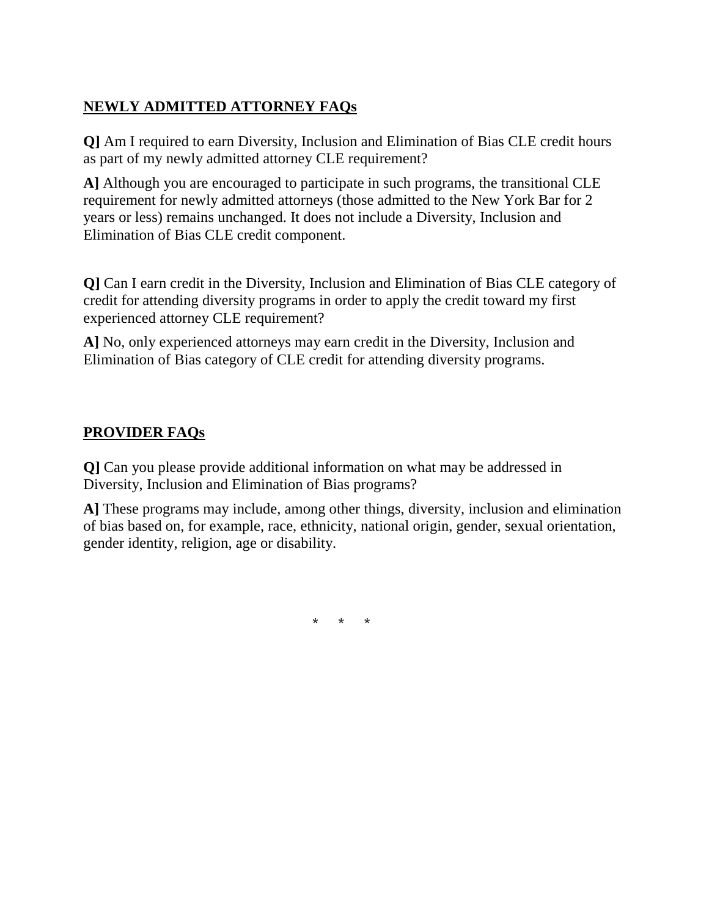## NEWLY ADMITTED ATTORNEY FAQs

**Q]** Am I required to earn Diversity, Inclusion and Elimination of Bias CLE credit hours as part of my newly admitted attorney CLE requirement?

**A]** Although you are encouraged to participate in such programs, the transitional CLE requirement for newly admitted attorneys (those admitted to the New York Bar for 2 years or less) remains unchanged. It does not include a Diversity, Inclusion and Elimination of Bias CLE credit component.

**Q]** Can I earn credit in the Diversity, Inclusion and Elimination of Bias CLE category of credit for attending diversity programs in order to apply the credit toward my first experienced attorney CLE requirement?

**A]** No, only experienced attorneys may earn credit in the Diversity, Inclusion and Elimination of Bias category of CLE credit for attending diversity programs.

## PROVIDER FAQs

**Q]** Can you please provide additional information on what may be addressed in Diversity, Inclusion and Elimination of Bias programs?

**A]** These programs may include, among other things, diversity, inclusion and elimination of bias based on, for example, race, ethnicity, national origin, gender, sexual orientation, gender identity, religion, age or disability.

\* \* \*